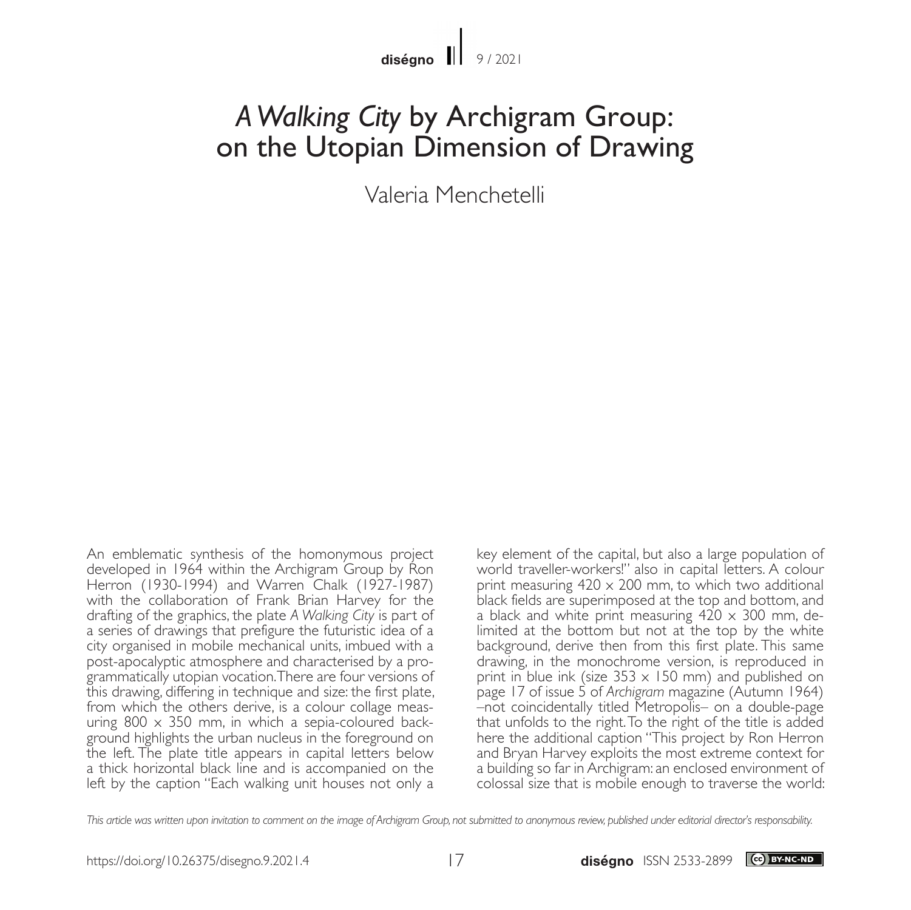# *A Walking City* by Archigram Group: on the Utopian Dimension of Drawing

Valeria Menchetelli

An emblematic synthesis of the homonymous project developed in 1964 within the Archigram Group by Ron Herron (1930-1994) and Warren Chalk (1927-1987) with the collaboration of Frank Brian Harvey for the drafting of the graphics, the plate *A Walking City* is part of a series of drawings that prefigure the futuristic idea of a city organised in mobile mechanical units, imbued with a post-apocalyptic atmosphere and characterised by a programmatically utopian vocation. There are four versions of this drawing, differing in technique and size: the first plate, from which the others derive, is a colour collage measuring 800 × 350 mm, in which a sepia-coloured background highlights the urban nucleus in the foreground on the left. The plate title appears in capital letters below a thick horizontal black line and is accompanied on the left by the caption "Each walking unit houses not only a key element of the capital, but also a large population of world traveller-workers!" also in capital letters. A colour print measuring 420 × 200 mm, to which two additional black fields are superimposed at the top and bottom, and a black and white print measuring 420 × 300 mm, delimited at the bottom but not at the top by the white background, derive then from this first plate. This same drawing, in the monochrome version, is reproduced in print in blue ink (size 353 × 150 mm) and published on page 17 of issue 5 of *Archigram* magazine (Autumn 1964) –not coincidentally titled Metropolis– on a double-page that unfolds to the right. To the right of the title is added here the additional caption "This project by Ron Herron and Bryan Harvey exploits the most extreme context for a building so far in Archigram: an enclosed environment of colossal size that is mobile enough to traverse the world:

*This article was written upon invitation to comment on the image of Archigram Group, not submitted to anonymous review, published under editorial director's responsability.*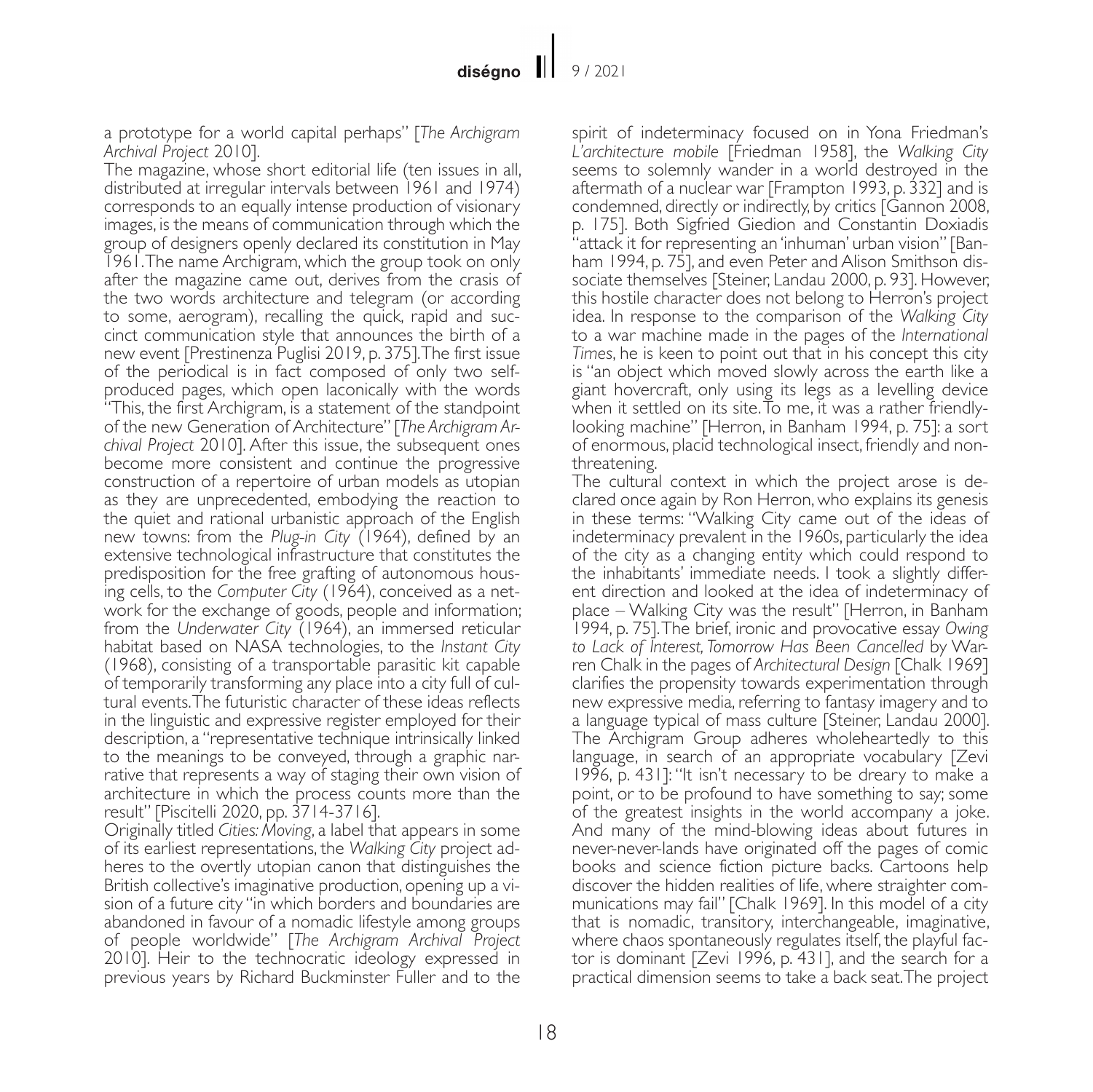a prototype for a world capital perhaps" [*The Archigram Archival Project* 2010].

The magazine, whose short editorial life (ten issues in all, distributed at irregular intervals between 1961 and 1974) corresponds to an equally intense production of visionary images, is the means of communication through which the group of designers openly declared its constitution in May 1961. The name Archigram, which the group took on only after the magazine came out, derives from the crasis of the two words architecture and telegram (or according to some, aerogram), recalling the quick, rapid and succinct communication style that announces the birth of a new event [Prestinenza Puglisi 2019, p. 375]. The first issue of the periodical is in fact composed of only two self-produced pages, which open laconically with the words "This, the first Archigram, is a statement of the standpoint of the new Generation of Architecture" [*The Archigram Archival Project* 2010]. After this issue, the subsequent ones become more consistent and continue the progressive construction of a repertoire of urban models as utopian as they are unprecedented, embodying the reaction to the quiet and rational urbanistic approach of the English new towns: from the *Plug-in City* (1964), defined by an extensive technological infrastructure that constitutes the predisposition for the free grafting of autonomous housing cells, to the *Computer City* (1964), conceived as a network for the exchange of goods, people and information; from the *Underwater City* (1964), an immersed reticular habitat based on NASA technologies, to the *Instant City* (1968), consisting of a transportable parasitic kit capable of temporarily transforming any place into a city full of cultural events. The futuristic character of these ideas reflects in the linguistic and expressive register employed for their description, a "representative technique intrinsically linked to the meanings to be conveyed, through a graphic narrative that represents a way of staging their own vision of architecture in which the process counts more than the result" [Piscitelli 2020, pp. 3714-3716].

Originally titled *Cities: Moving*, a label that appears in some of its earliest representations, the *Walking City* project adheres to the overtly utopian canon that distinguishes the British collective's imaginative production, opening up a vision of a future city "in which borders and boundaries are abandoned in favour of a nomadic lifestyle among groups of people worldwide" [*The Archigram Archival Project* 2010]. Heir to the technocratic ideology expressed in previous years by Richard Buckminster Fuller and to the spirit of indeterminacy focused on in Yona Friedman's *L'architecture mobile* [Friedman 1958], the *Walking City* seems to solemnly wander in a world destroyed in the aftermath of a nuclear war [Frampton 1993, p. 332] and is condemned, directly or indirectly, by critics [Gannon 2008, p. 175]. Both Sigfried Giedion and Constantin Doxiadis "attack it for representing an 'inhuman' urban vision" [Banham 1994, p. 75], and even Peter and Alison Smithson dissociate themselves [Steiner, Landau 2000, p. 93]. However, this hostile character does not belong to Herron's project idea. In response to the comparison of the *Walking City* to a war machine made in the pages of the *International Times*, he is keen to point out that in his concept this city is "an object which moved slowly across the earth like a giant hovercraft, only using its legs as a levelling device when it settled on its site. To me, it was a rather friendly-looking machine" [Herron, in Banham 1994, p. 75]: a sort of enormous, placid technological insect, friendly and non-threatening.

The cultural context in which the project arose is declared once again by Ron Herron, who explains its genesis in these terms: "Walking City came out of the ideas of indeterminacy prevalent in the 1960s, particularly the idea of the city as a changing entity which could respond to the inhabitants' immediate needs. I took a slightly different direction and looked at the idea of indeterminacy of place – Walking City was the result" [Herron, in Banham 1994, p. 75]. The brief, ironic and provocative essay *Owing to Lack of Interest, Tomorrow Has Been Cancelled* by Warren Chalk in the pages of *Architectural Design* [Chalk 1969] clarifies the propensity towards experimentation through new expressive media, referring to fantasy imagery and to a language typical of mass culture [Steiner, Landau 2000]. The Archigram Group adheres wholeheartedly to this language, in search of an appropriate vocabulary [Zevi 1996, p. 431]: "It isn't necessary to be dreary to make a point, or to be profound to have something to say; some of the greatest insights in the world accompany a joke. And many of the mind-blowing ideas about futures in never-never-lands have originated off the pages of comic books and science fiction picture backs. Cartoons help discover the hidden realities of life, where straighter communications may fail" [Chalk 1969]. In this model of a city that is nomadic, transitory, interchangeable, imaginative, where chaos spontaneously regulates itself, the playful factor is dominant [Zevi 1996, p. 431], and the search for a practical dimension seems to take a back seat. The project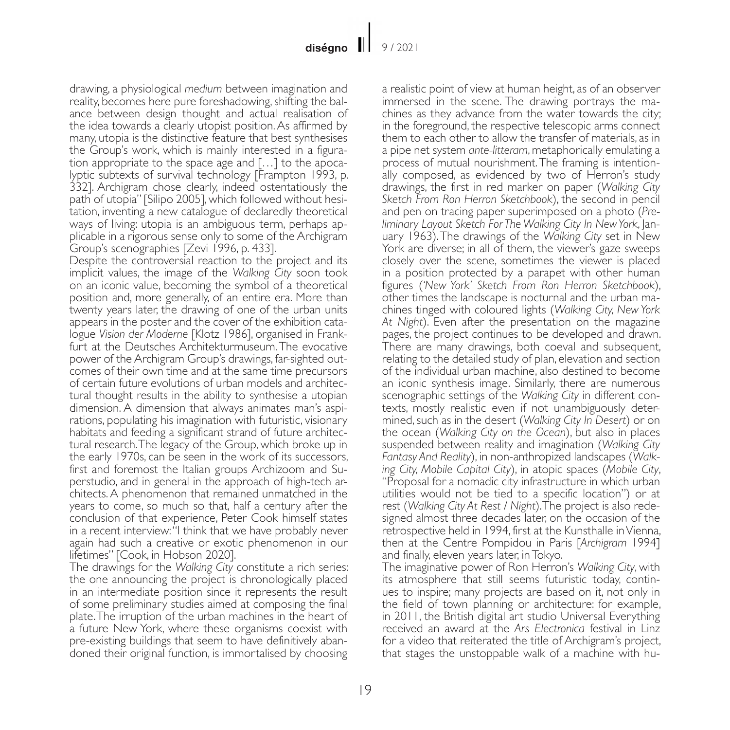drawing, a physiological *medium* between imagination and reality, becomes here pure foreshadowing, shifting the balance between design thought and actual realisation of the idea towards a clearly utopist position. As affirmed by many, utopia is the distinctive feature that best synthesises the Group's work, which is mainly interested in a figuration appropriate to the space age and […] to the apocalyptic subtexts of survival technology [Frampton 1993, p. 332]. Archigram chose clearly, indeed ostentatiously the path of utopia" [Silipo 2005], which followed without hesitation, inventing a new catalogue of declaredly theoretical ways of living: utopia is an ambiguous term, perhaps applicable in a rigorous sense only to some of the Archigram Group's scenographies [Zevi 1996, p. 433].

Despite the controversial reaction to the project and its implicit values, the image of the *Walking City* soon took on an iconic value, becoming the symbol of a theoretical position and, more generally, of an entire era. More than twenty years later, the drawing of one of the urban units appears in the poster and the cover of the exhibition catalogue *Vision der Moderne* [Klotz 1986], organised in Frankfurt at the Deutsches Architekturmuseum. The evocative power of the Archigram Group's drawings, far-sighted outcomes of their own time and at the same time precursors of certain future evolutions of urban models and architectural thought results in the ability to synthesise a utopian dimension. A dimension that always animates man's aspirations, populating his imagination with futuristic, visionary habitats and feeding a significant strand of future architectural research. The legacy of the Group, which broke up in the early 1970s, can be seen in the work of its successors, first and foremost the Italian groups Archizoom and Superstudio, and in general in the approach of high-tech architects. A phenomenon that remained unmatched in the years to come, so much so that, half a century after the conclusion of that experience, Peter Cook himself states in a recent interview: "I think that we have probably never again had such a creative or exotic phenomenon in our lifetimes" [Cook, in Hobson 2020].

The drawings for the *Walking City* constitute a rich series: the one announcing the project is chronologically placed in an intermediate position since it represents the result of some preliminary studies aimed at composing the final plate. The irruption of the urban machines in the heart of a future New York, where these organisms coexist with pre-existing buildings that seem to have definitively abandoned their original function, is immortalised by choosing a realistic point of view at human height, as of an observer immersed in the scene. The drawing portrays the machines as they advance from the water towards the city; in the foreground, the respective telescopic arms connect them to each other to allow the transfer of materials, as in a pipe net system *ante-litteram*, metaphorically emulating a process of mutual nourishment. The framing is intentionally composed, as evidenced by two of Herron's study drawings, the first in red marker on paper (*Walking City Sketch From Ron Herron Sketchbook*), the second in pencil and pen on tracing paper superimposed on a photo (*Preliminary Layout Sketch For The Walking City In New York*, January 1963). The drawings of the *Walking City* set in New York are diverse; in all of them, the viewer's gaze sweeps closely over the scene, sometimes the viewer is placed in a position protected by a parapet with other human figures (*'New York' Sketch From Ron Herron Sketchbook*), other times the landscape is nocturnal and the urban machines tinged with coloured lights (*Walking City, New York At Night*). Even after the presentation on the magazine pages, the project continues to be developed and drawn. There are many drawings, both coeval and subsequent, relating to the detailed study of plan, elevation and section of the individual urban machine, also destined to become an iconic synthesis image. Similarly, there are numerous scenographic settings of the *Walking City* in different contexts, mostly realistic even if not unambiguously determined, such as in the desert (*Walking City In Desert*) or on the ocean (*Walking City on the Ocean*), but also in places suspended between reality and imagination (*Walking City Fantasy And Reality*), in non-anthropized landscapes (*Walking City, Mobile Capital City*), in atopic spaces (*Mobile City*, "Proposal for a nomadic city infrastructure in which urban utilities would not be tied to a specific location") or at rest (*Walking City At Rest / Night*). The project is also redesigned almost three decades later, on the occasion of the retrospective held in 1994, first at the Kunsthalle in Vienna, then at the Centre Pompidou in Paris [*Archigram* 1994] and finally, eleven years later, in Tokyo.

The imaginative power of Ron Herron's *Walking City*, with its atmosphere that still seems futuristic today, continues to inspire; many projects are based on it, not only in the field of town planning or architecture: for example, in 2011, the British digital art studio Universal Everything received an award at the *Ars Electronica* festival in Linz for a video that reiterated the title of Archigram's project, that stages the unstoppable walk of a machine with hu-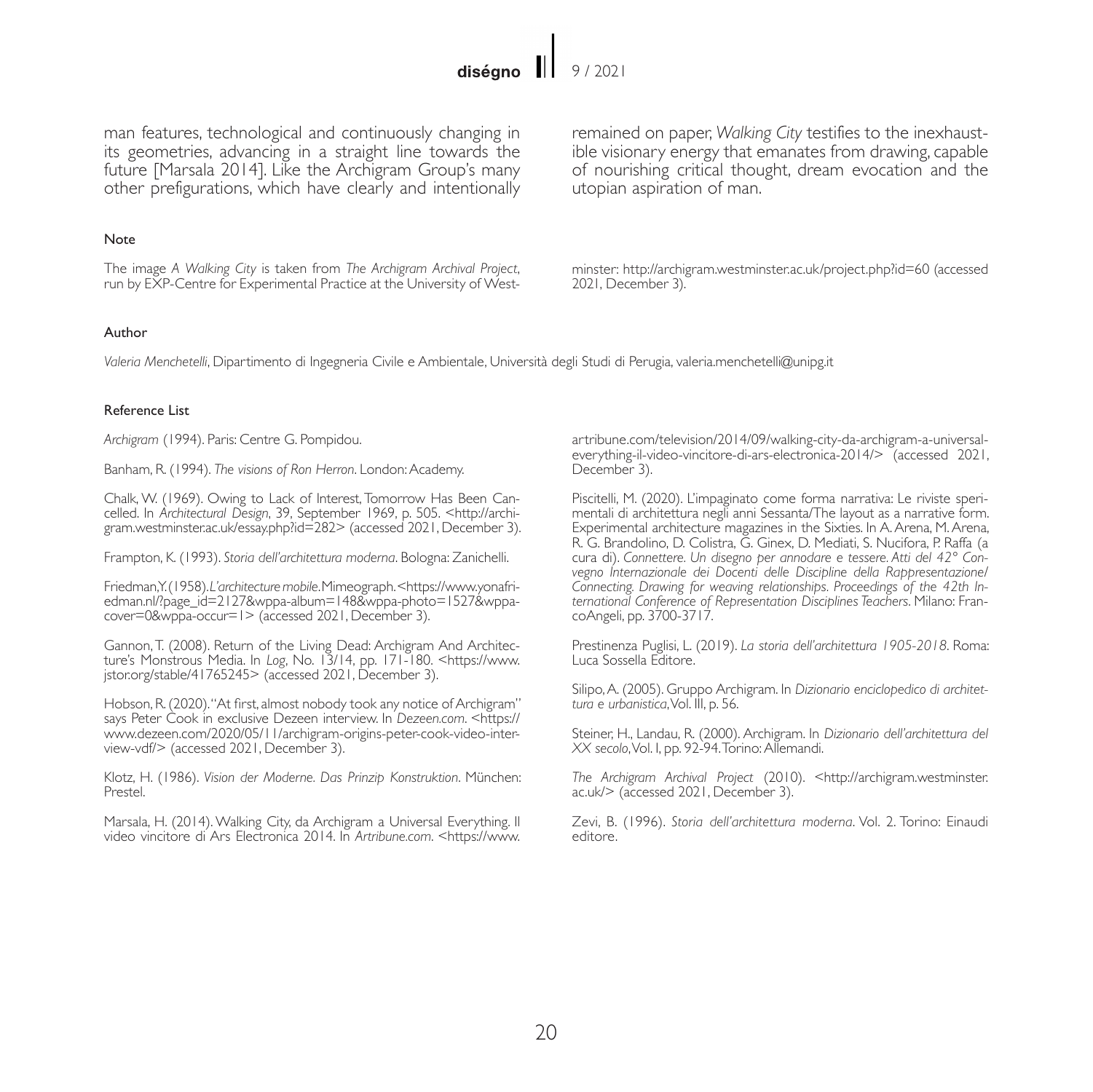man features, technological and continuously changing in its geometries, advancing in a straight line towards the future [Marsala 2014]. Like the Archigram Group's many other prefigurations, which have clearly and intentionally remained on paper, *Walking City* testifies to the inexhaustible visionary energy that emanates from drawing, capable of nourishing critical thought, dream evocation and the utopian aspiration of man.

#### Note

The image *A Walking City* is taken from *The Archigram Archival Project*, run by EXP-Centre for Experimental Practice at the University of Westminster: http://archigram.westminster.ac.uk/project.php?id=60 (accessed 2021, December 3).

#### Author

*Valeria Menchetelli*, Dipartimento di Ingegneria Civile e Ambientale, Università degli Studi di Perugia, valeria.menchetelli@unipg.it

#### Reference List

*Archigram* (1994). Paris: Centre G. Pompidou.

Banham, R. (1994). *The visions of Ron Herron*. London: Academy.

Chalk, W. (1969). Owing to Lack of Interest, Tomorrow Has Been Cancelled. In *Architectural Design*, 39, September 1969, p. 505. <http://archigram.westminster.ac.uk/essay.php?id=282> (accessed 2021, December 3).

Frampton, K. (1993). *Storia dell'architettura moderna*. Bologna: Zanichelli.

Friedman, Y. (1958). *L'architecture mobile*. Mimeograph. <https://www.yonafriedman.nl/?page_id=2127&wppa-album=148&wppa-photo=1527&wppa-cover=0&wppa-occur=1> (accessed 2021, December 3).

Gannon, T. (2008). Return of the Living Dead: Archigram And Architecture's Monstrous Media. In *Log*, No. 13/14, pp. 171-180. <https://www.jstor.org/stable/41765245> (accessed 2021, December 3).

Hobson, R. (2020). "At first, almost nobody took any notice of Archigram" says Peter Cook in exclusive Dezeen interview. In *Dezeen.com*. <https://www.dezeen.com/2020/05/11/archigram-origins-peter-cook-video-interview-vdf/> (accessed 2021, December 3).

Klotz, H. (1986). *Vision der Moderne. Das Prinzip Konstruktion*. München: Prestel.

Marsala, H. (2014). Walking City, da Archigram a Universal Everything. Il video vincitore di Ars Electronica 2014. In *Artribune.com*. <https://www.artribune.com/television/2014/09/walking-city-da-archigram-a-universal-everything-il-video-vincitore-di-ars-electronica-2014/> (accessed 2021, December 3).

Piscitelli, M. (2020). L'impaginato come forma narrativa: Le riviste sperimentali di architettura negli anni Sessanta/The layout as a narrative form. Experimental architecture magazines in the Sixties. In A. Arena, M. Arena, R. G. Brandolino, D. Colistra, G. Ginex, D. Mediati, S. Nucifora, P. Raffa (a cura di). *Connettere. Un disegno per annodare e tessere. Atti del 42° Convegno Internazionale dei Docenti delle Discipline della Rappresentazione/ Connecting. Drawing for weaving relationships. Proceedings of the 42th International Conference of Representation Disciplines Teachers*. Milano: FrancoAngeli, pp. 3700-3717.

Prestinenza Puglisi, L. (2019). *La storia dell'architettura 1905-2018*. Roma: Luca Sossella Editore.

Silipo, A. (2005). Gruppo Archigram. In *Dizionario enciclopedico di architettura e urbanistica*, Vol. III, p. 56.

Steiner, H., Landau, R. (2000). Archigram. In *Dizionario dell'architettura del XX secolo*, Vol. I, pp. 92-94. Torino: Allemandi.

*The Archigram Archival Project* (2010). <http://archigram.westminster.ac.uk/> (accessed 2021, December 3).

Zevi, B. (1996). *Storia dell'architettura moderna*. Vol. 2. Torino: Einaudi editore.